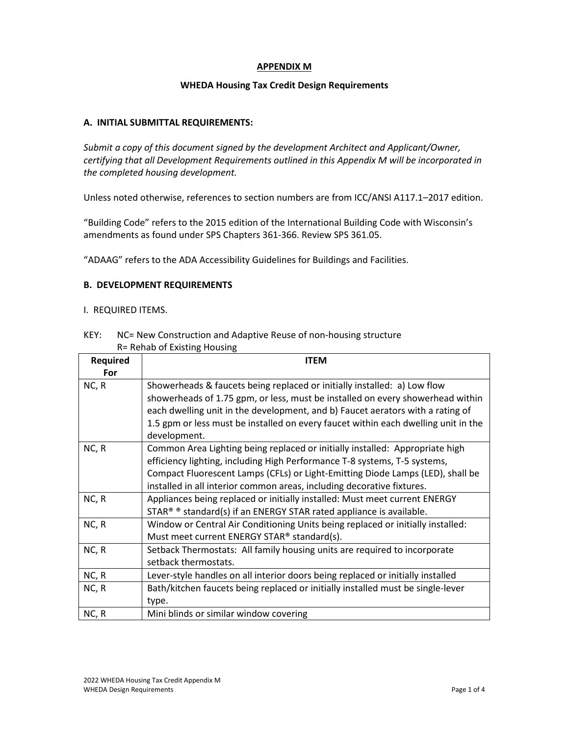# APPENDIX M

## WHEDA Housing Tax Credit Design Requirements

### A. INITIAL SUBMITTAL REQUIREMENTS:

*Submit a copy of this document signed by the development Architect and Applicant/Owner, certifying that all Development Requirements outlined in this Appendix M will be incorporated in the completed housing development.*

Unless noted otherwise, references to section numbers are from ICC/ANSI A117.1–2017 edition.

"Building Code" refers to the 2015 edition of the International Building Code with Wisconsin's amendments as found under SPS Chapters 361-366. Review SPS 361.05.

"ADAAG" refers to the ADA Accessibility Guidelines for Buildings and Facilities.

### B. DEVELOPMENT REQUIREMENTS

I. REQUIRED ITEMS.

KEY: NC= New Construction and Adaptive Reuse of non-housing structure
R= Rehab of Existing Housing

| Required For | ITEM |
|---|---|
| NC, R | Showerheads & faucets being replaced or initially installed: a) Low flow showerheads of 1.75 gpm, or less, must be installed on every showerhead within each dwelling unit in the development, and b) Faucet aerators with a rating of 1.5 gpm or less must be installed on every faucet within each dwelling unit in the development. |
| NC, R | Common Area Lighting being replaced or initially installed: Appropriate high efficiency lighting, including High Performance T-8 systems, T-5 systems, Compact Fluorescent Lamps (CFLs) or Light-Emitting Diode Lamps (LED), shall be installed in all interior common areas, including decorative fixtures. |
| NC, R | Appliances being replaced or initially installed: Must meet current ENERGY STAR® ® standard(s) if an ENERGY STAR rated appliance is available. |
| NC, R | Window or Central Air Conditioning Units being replaced or initially installed: Must meet current ENERGY STAR® standard(s). |
| NC, R | Setback Thermostats: All family housing units are required to incorporate setback thermostats. |
| NC, R | Lever-style handles on all interior doors being replaced or initially installed |
| NC, R | Bath/kitchen faucets being replaced or initially installed must be single-lever type. |
| NC, R | Mini blinds or similar window covering |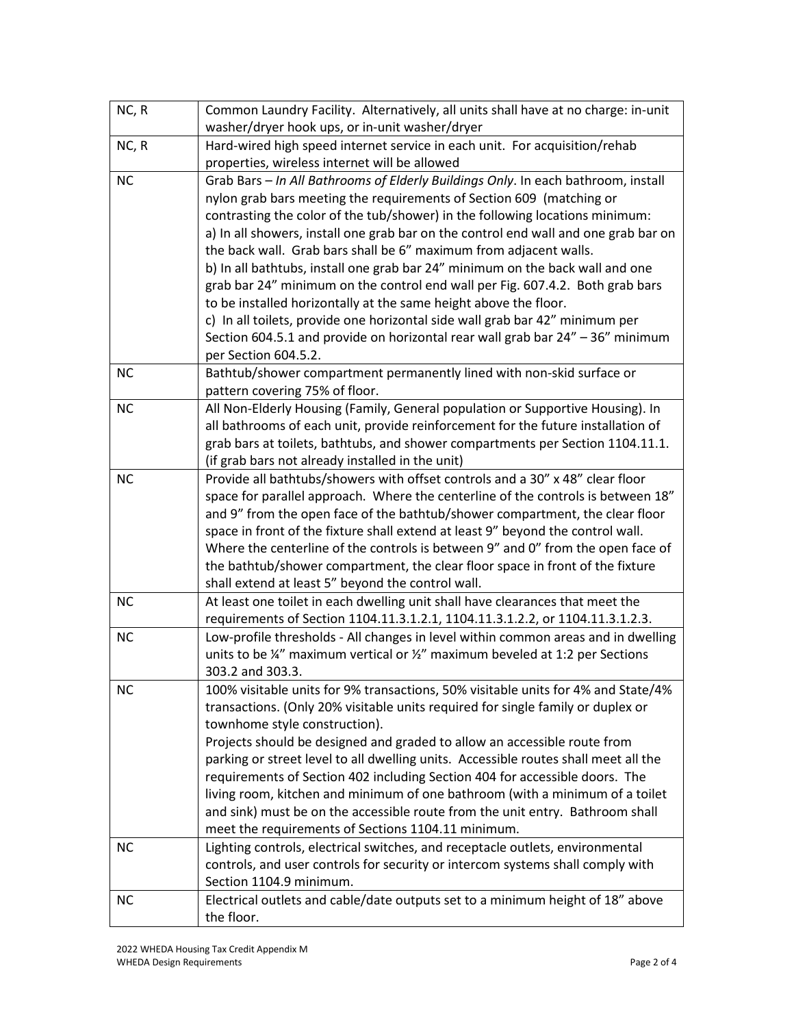| | |
|---|---|
| NC, R | Common Laundry Facility. Alternatively, all units shall have at no charge: in-unit washer/dryer hook ups, or in-unit washer/dryer |
| NC, R | Hard-wired high speed internet service in each unit. For acquisition/rehab properties, wireless internet will be allowed |
| NC | Grab Bars – *In All Bathrooms of Elderly Buildings Only*. In each bathroom, install nylon grab bars meeting the requirements of Section 609 (matching or contrasting the color of the tub/shower) in the following locations minimum:<br>a) In all showers, install one grab bar on the control end wall and one grab bar on the back wall. Grab bars shall be 6" maximum from adjacent walls.<br>b) In all bathtubs, install one grab bar 24" minimum on the back wall and one grab bar 24" minimum on the control end wall per Fig. 607.4.2. Both grab bars to be installed horizontally at the same height above the floor.<br>c) In all toilets, provide one horizontal side wall grab bar 42" minimum per Section 604.5.1 and provide on horizontal rear wall grab bar 24" – 36" minimum per Section 604.5.2. |
| NC | Bathtub/shower compartment permanently lined with non-skid surface or pattern covering 75% of floor. |
| NC | All Non-Elderly Housing (Family, General population or Supportive Housing). In all bathrooms of each unit, provide reinforcement for the future installation of grab bars at toilets, bathtubs, and shower compartments per Section 1104.11.1. (if grab bars not already installed in the unit) |
| NC | Provide all bathtubs/showers with offset controls and a 30" x 48" clear floor space for parallel approach. Where the centerline of the controls is between 18" and 9" from the open face of the bathtub/shower compartment, the clear floor space in front of the fixture shall extend at least 9" beyond the control wall. Where the centerline of the controls is between 9" and 0" from the open face of the bathtub/shower compartment, the clear floor space in front of the fixture shall extend at least 5" beyond the control wall. |
| NC | At least one toilet in each dwelling unit shall have clearances that meet the requirements of Section 1104.11.3.1.2.1, 1104.11.3.1.2.2, or 1104.11.3.1.2.3. |
| NC | Low-profile thresholds - All changes in level within common areas and in dwelling units to be ¼" maximum vertical or ½" maximum beveled at 1:2 per Sections 303.2 and 303.3. |
| NC | 100% visitable units for 9% transactions, 50% visitable units for 4% and State/4% transactions. (Only 20% visitable units required for single family or duplex or townhome style construction).<br>Projects should be designed and graded to allow an accessible route from parking or street level to all dwelling units. Accessible routes shall meet all the requirements of Section 402 including Section 404 for accessible doors. The living room, kitchen and minimum of one bathroom (with a minimum of a toilet and sink) must be on the accessible route from the unit entry. Bathroom shall meet the requirements of Sections 1104.11 minimum. |
| NC | Lighting controls, electrical switches, and receptacle outlets, environmental controls, and user controls for security or intercom systems shall comply with Section 1104.9 minimum. |
| NC | Electrical outlets and cable/date outputs set to a minimum height of 18" above the floor. |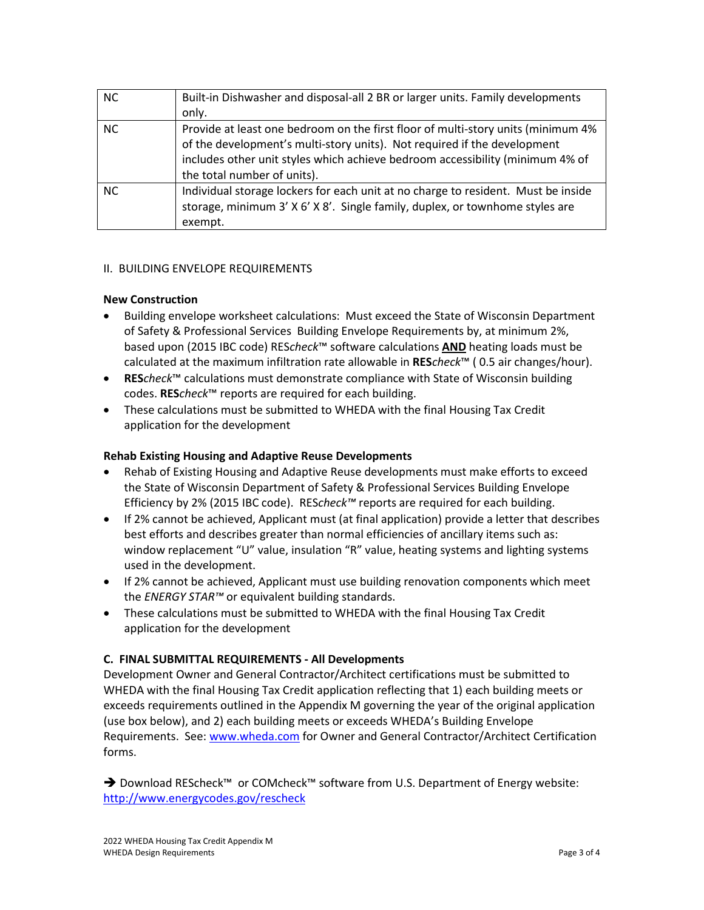| | |
|---|---|
| NC | Built-in Dishwasher and disposal-all 2 BR or larger units. Family developments only. |
| NC | Provide at least one bedroom on the first floor of multi-story units (minimum 4% of the development's multi-story units). Not required if the development includes other unit styles which achieve bedroom accessibility (minimum 4% of the total number of units). |
| NC | Individual storage lockers for each unit at no charge to resident. Must be inside storage, minimum 3' X 6' X 8'. Single family, duplex, or townhome styles are exempt. |

II. BUILDING ENVELOPE REQUIREMENTS

**New Construction**

- Building envelope worksheet calculations: Must exceed the State of Wisconsin Department of Safety & Professional Services Building Envelope Requirements by, at minimum 2%, based upon (2015 IBC code) RES*check*™ software calculations **AND** heating loads must be calculated at the maximum infiltration rate allowable in **RES***check*™ ( 0.5 air changes/hour).
- **RES***check*™ calculations must demonstrate compliance with State of Wisconsin building codes. **RES***check*™ reports are required for each building.
- These calculations must be submitted to WHEDA with the final Housing Tax Credit application for the development

**Rehab Existing Housing and Adaptive Reuse Developments**

- Rehab of Existing Housing and Adaptive Reuse developments must make efforts to exceed the State of Wisconsin Department of Safety & Professional Services Building Envelope Efficiency by 2% (2015 IBC code). RES*check™* reports are required for each building.
- If 2% cannot be achieved, Applicant must (at final application) provide a letter that describes best efforts and describes greater than normal efficiencies of ancillary items such as: window replacement "U" value, insulation "R" value, heating systems and lighting systems used in the development.
- If 2% cannot be achieved, Applicant must use building renovation components which meet the *ENERGY STAR™* or equivalent building standards.
- These calculations must be submitted to WHEDA with the final Housing Tax Credit application for the development

**C. FINAL SUBMITTAL REQUIREMENTS - All Developments**

Development Owner and General Contractor/Architect certifications must be submitted to WHEDA with the final Housing Tax Credit application reflecting that 1) each building meets or exceeds requirements outlined in the Appendix M governing the year of the original application (use box below), and 2) each building meets or exceeds WHEDA's Building Envelope Requirements. See: www.wheda.com for Owner and General Contractor/Architect Certification forms.

➔ Download REScheck™ or COMcheck™ software from U.S. Department of Energy website: http://www.energycodes.gov/rescheck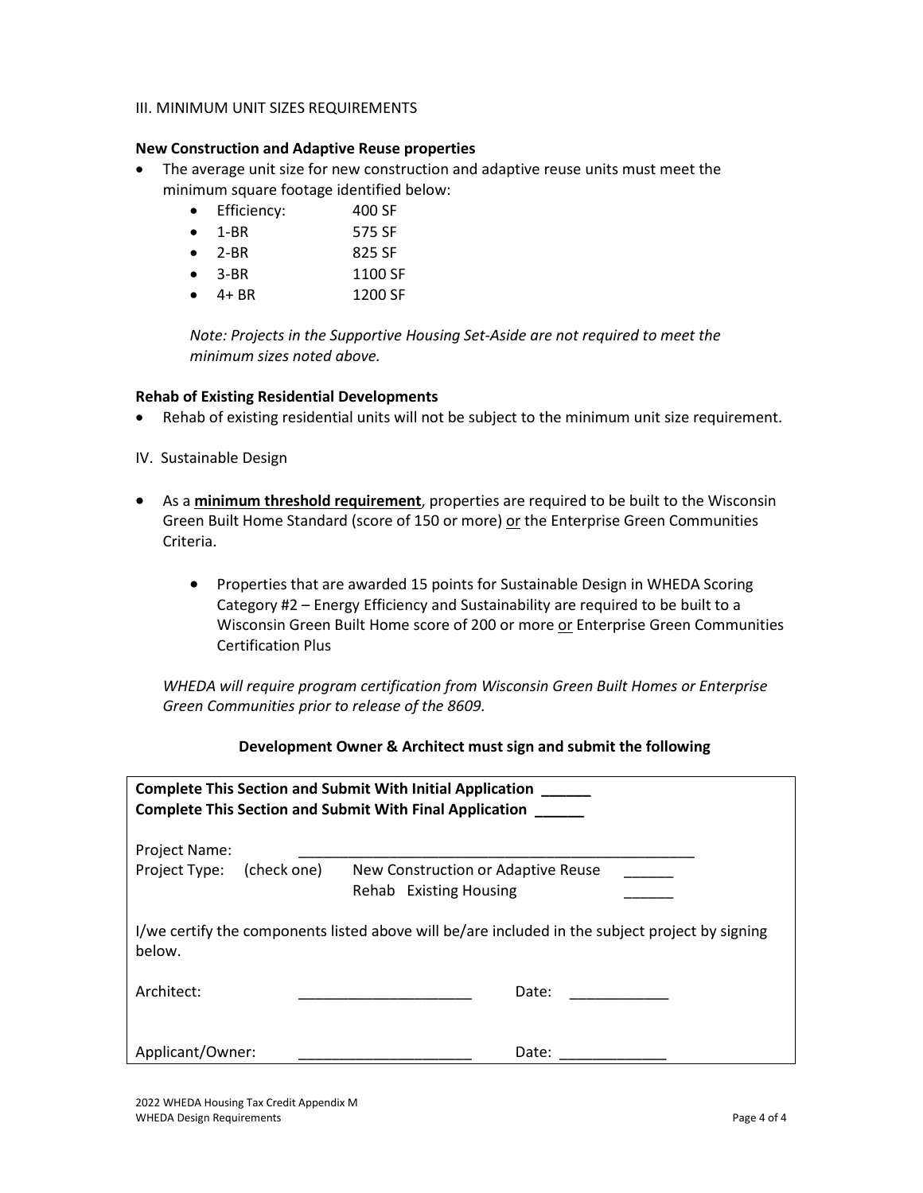III. MINIMUM UNIT SIZES REQUIREMENTS

**New Construction and Adaptive Reuse properties**

- The average unit size for new construction and adaptive reuse units must meet the minimum square footage identified below:
    - Efficiency: 400 SF
    - 1-BR 575 SF
    - 2-BR 825 SF
    - 3-BR 1100 SF
    - 4+ BR 1200 SF

  *Note: Projects in the Supportive Housing Set-Aside are not required to meet the minimum sizes noted above.*

**Rehab of Existing Residential Developments**

- Rehab of existing residential units will not be subject to the minimum unit size requirement.

IV. Sustainable Design

- As a **minimum threshold requirement**, properties are required to be built to the Wisconsin Green Built Home Standard (score of 150 or more) or the Enterprise Green Communities Criteria.
    - Properties that are awarded 15 points for Sustainable Design in WHEDA Scoring Category #2 – Energy Efficiency and Sustainability are required to be built to a Wisconsin Green Built Home score of 200 or more or Enterprise Green Communities Certification Plus

  *WHEDA will require program certification from Wisconsin Green Built Homes or Enterprise Green Communities prior to release of the 8609.*

**Development Owner & Architect must sign and submit the following**

**Complete This Section and Submit With Initial Application \_\_\_\_\_\_**
**Complete This Section and Submit With Final Application \_\_\_\_\_\_**

Project Name: \_\_\_\_\_\_\_\_\_\_\_\_\_\_\_\_\_\_\_\_\_\_\_\_\_\_\_\_\_\_\_\_\_\_\_\_\_\_\_\_\_\_\_\_

Project Type: (check one) New Construction or Adaptive Reuse \_\_\_\_\_\_
Rehab Existing Housing \_\_\_\_\_\_

I/we certify the components listed above will be/are included in the subject project by signing below.

Architect: \_\_\_\_\_\_\_\_\_\_\_\_\_\_\_\_\_\_\_\_\_\_ Date: \_\_\_\_\_\_\_\_\_\_\_\_

Applicant/Owner: \_\_\_\_\_\_\_\_\_\_\_\_\_\_\_\_\_\_\_\_\_\_ Date: \_\_\_\_\_\_\_\_\_\_\_\_\_

2022 WHEDA Housing Tax Credit Appendix M
WHEDA Design Requirements